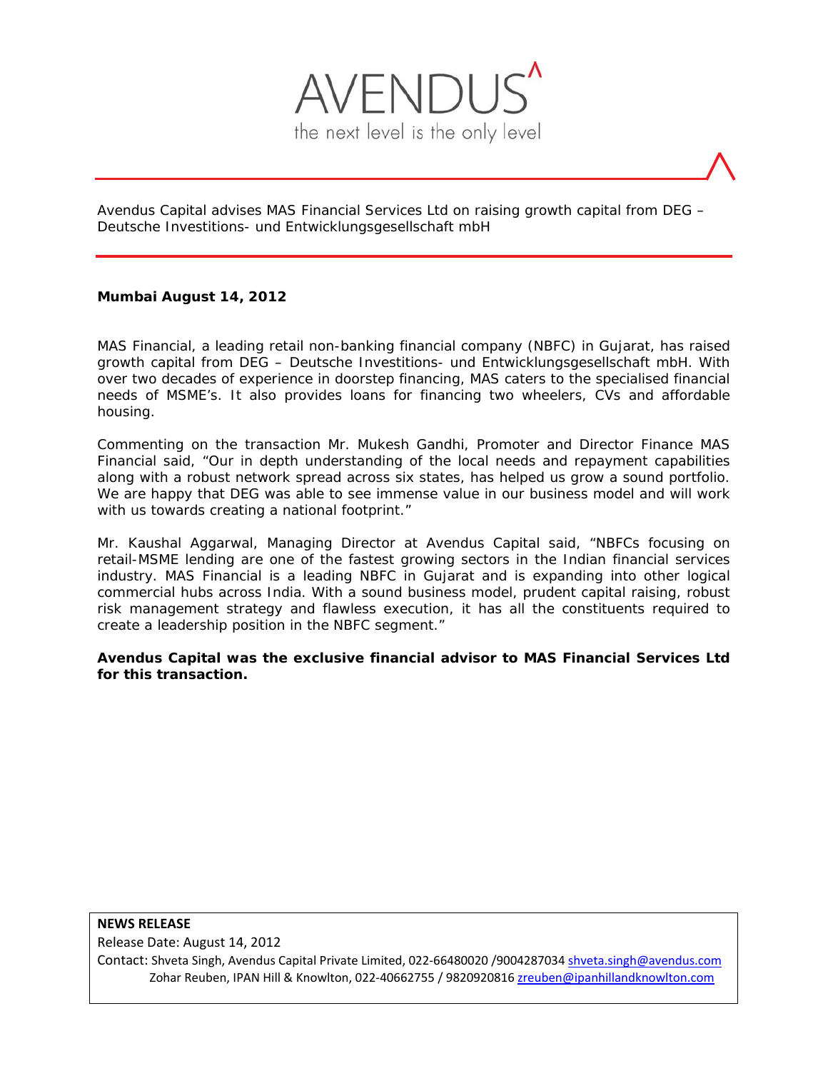AVENDUS

the next level is the only level

## Avendus Capital advises MAS Financial Services Ltd on raising growth capital from DEG – Deutsche Investitions- und Entwicklungsgesellschaft mbH

**Mumbai August 14, 2012**

MAS Financial, a leading retail non-banking financial company (NBFC) in Gujarat, has raised growth capital from DEG – Deutsche Investitions- und Entwicklungsgesellschaft mbH. With over two decades of experience in doorstep financing, MAS caters to the specialised financial needs of MSME's. It also provides loans for financing two wheelers, CVs and affordable housing.

Commenting on the transaction Mr. Mukesh Gandhi, Promoter and Director Finance MAS Financial said, "Our in depth understanding of the local needs and repayment capabilities along with a robust network spread across six states, has helped us grow a sound portfolio. We are happy that DEG was able to see immense value in our business model and will work with us towards creating a national footprint."

Mr. Kaushal Aggarwal, Managing Director at Avendus Capital said, "NBFCs focusing on retail-MSME lending are one of the fastest growing sectors in the Indian financial services industry. MAS Financial is a leading NBFC in Gujarat and is expanding into other logical commercial hubs across India. With a sound business model, prudent capital raising, robust risk management strategy and flawless execution, it has all the constituents required to create a leadership position in the NBFC segment."

**Avendus Capital was the exclusive financial advisor to MAS Financial Services Ltd for this transaction.**

**NEWS RELEASE**

Release Date: August 14, 2012

Contact: Shveta Singh, Avendus Capital Private Limited, 022-66480020 /9004287034 shveta.singh@avendus.com

Zohar Reuben, IPAN Hill & Knowlton, 022-40662755 / 9820920816 zreuben@ipanhillandknowlton.com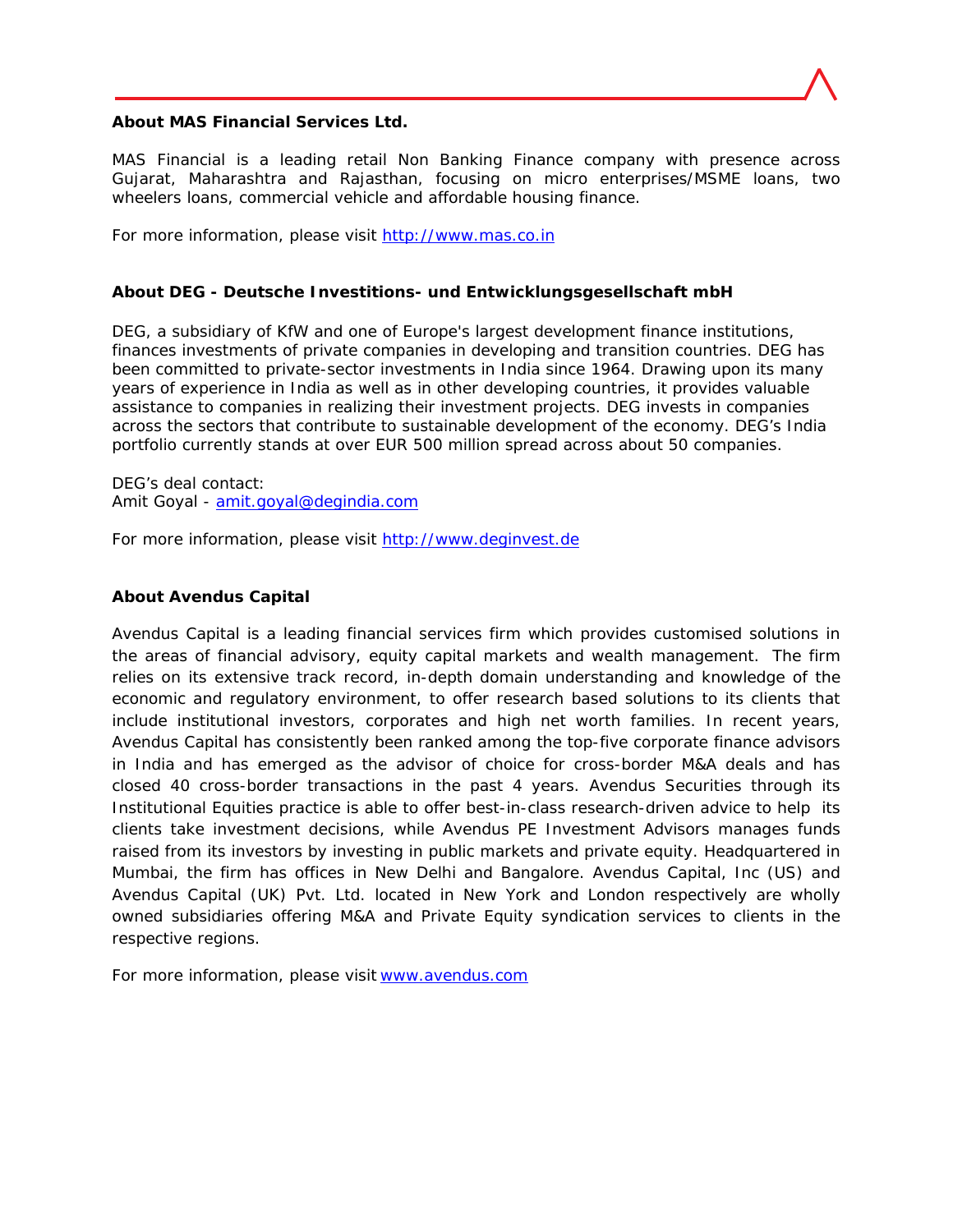**About MAS Financial Services Ltd.**

MAS Financial is a leading retail Non Banking Finance company with presence across Gujarat, Maharashtra and Rajasthan, focusing on micro enterprises/MSME loans, two wheelers loans, commercial vehicle and affordable housing finance.

For more information, please visit http://www.mas.co.in

**About DEG - Deutsche Investitions- und Entwicklungsgesellschaft mbH**

DEG, a subsidiary of KfW and one of Europe's largest development finance institutions, finances investments of private companies in developing and transition countries. DEG has been committed to private-sector investments in India since 1964. Drawing upon its many years of experience in India as well as in other developing countries, it provides valuable assistance to companies in realizing their investment projects. DEG invests in companies across the sectors that contribute to sustainable development of the economy. DEG's India portfolio currently stands at over EUR 500 million spread across about 50 companies.

DEG's deal contact:
Amit Goyal - amit.goyal@degindia.com

For more information, please visit http://www.deginvest.de

**About Avendus Capital**

Avendus Capital is a leading financial services firm which provides customised solutions in the areas of financial advisory, equity capital markets and wealth management. The firm relies on its extensive track record, in-depth domain understanding and knowledge of the economic and regulatory environment, to offer research based solutions to its clients that include institutional investors, corporates and high net worth families. In recent years, Avendus Capital has consistently been ranked among the top-five corporate finance advisors in India and has emerged as the advisor of choice for cross-border M&A deals and has closed 40 cross-border transactions in the past 4 years. Avendus Securities through its Institutional Equities practice is able to offer best-in-class research-driven advice to help its clients take investment decisions, while Avendus PE Investment Advisors manages funds raised from its investors by investing in public markets and private equity. Headquartered in Mumbai, the firm has offices in New Delhi and Bangalore. Avendus Capital, Inc (US) and Avendus Capital (UK) Pvt. Ltd. located in New York and London respectively are wholly owned subsidiaries offering M&A and Private Equity syndication services to clients in the respective regions.

For more information, please visit www.avendus.com